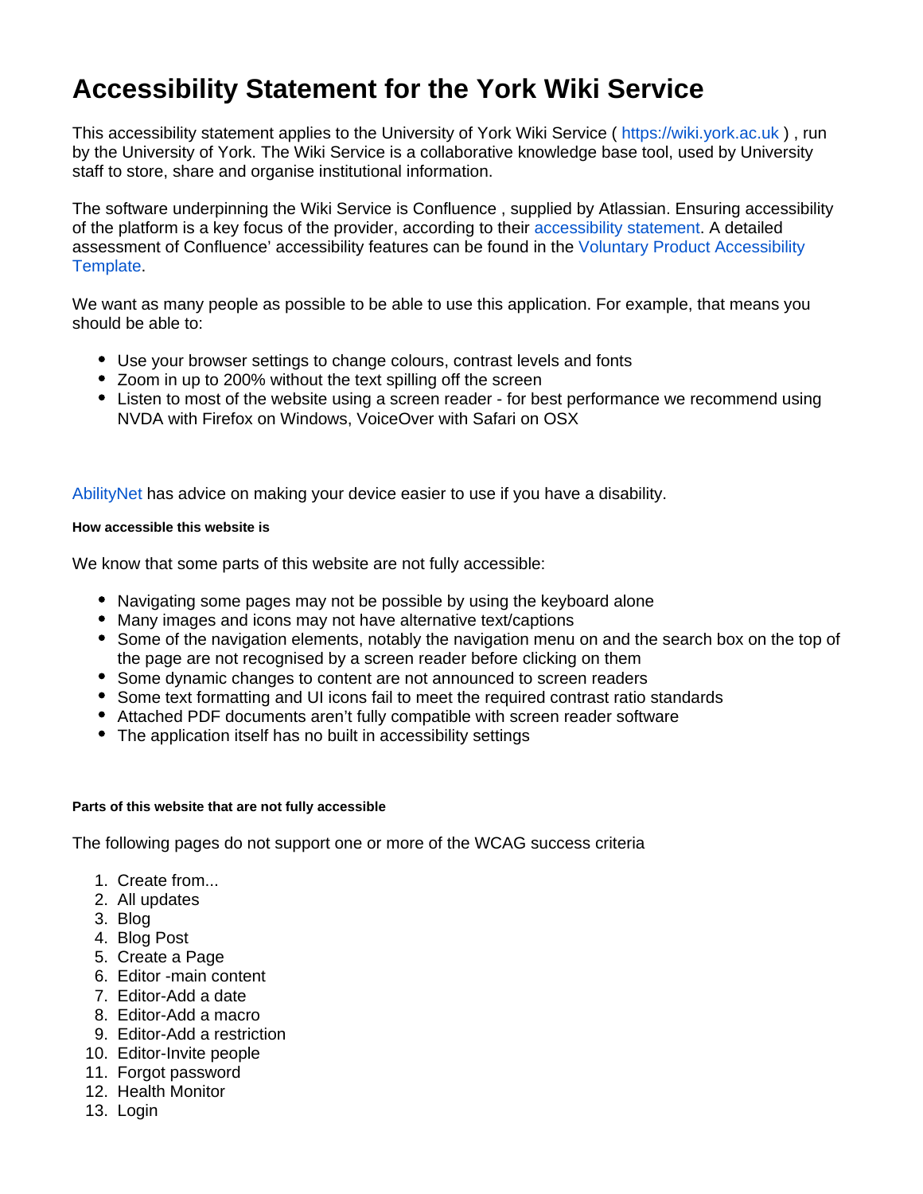# Accessibility Statement for the York Wiki Service

This accessibility statement applies to the University of York Wiki Service ( https://wiki.york.ac.uk ) , run by the University of York. The Wiki Service is a collaborative knowledge base tool, used by University staff to store, share and organise institutional information.

The software underpinning the Wiki Service is Confluence , supplied by Atlassian. Ensuring accessibility of the platform is a key focus of the provider, according to their accessibility statement. A detailed assessment of Confluence' accessibility features can be found in the Voluntary Product Accessibility Template.

We want as many people as possible to be able to use this application. For example, that means you should be able to:

- Use your browser settings to change colours, contrast levels and fonts
- Zoom in up to 200% without the text spilling off the screen
- Listen to most of the website using a screen reader - for best performance we recommend using NVDA with Firefox on Windows, VoiceOver with Safari on OSX

AbilityNet has advice on making your device easier to use if you have a disability.

#### How accessible this website is

We know that some parts of this website are not fully accessible:

- Navigating some pages may not be possible by using the keyboard alone
- Many images and icons may not have alternative text/captions
- Some of the navigation elements, notably the navigation menu on and the search box on the top of the page are not recognised by a screen reader before clicking on them
- Some dynamic changes to content are not announced to screen readers
- Some text formatting and UI icons fail to meet the required contrast ratio standards
- Attached PDF documents aren't fully compatible with screen reader software
- The application itself has no built in accessibility settings

#### Parts of this website that are not fully accessible

The following pages do not support one or more of the WCAG success criteria

1. Create from...
2. All updates
3. Blog
4. Blog Post
5. Create a Page
6. Editor -main content
7. Editor-Add a date
8. Editor-Add a macro
9. Editor-Add a restriction
10. Editor-Invite people
11. Forgot password
12. Health Monitor
13. Login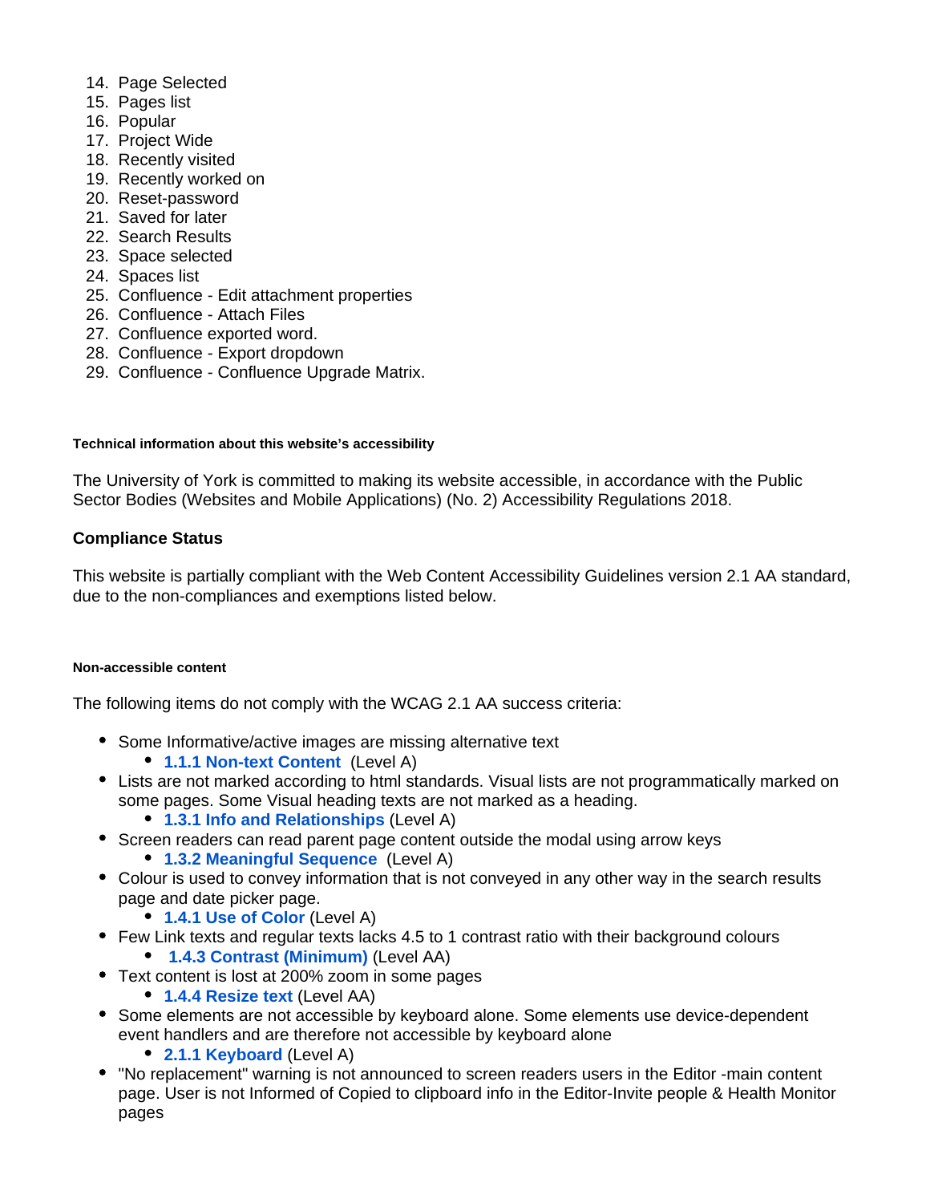14. Page Selected
15. Pages list
16. Popular
17. Project Wide
18. Recently visited
19. Recently worked on
20. Reset-password
21. Saved for later
22. Search Results
23. Space selected
24. Spaces list
25. Confluence - Edit attachment properties
26. Confluence - Attach Files
27. Confluence exported word.
28. Confluence - Export dropdown
29. Confluence - Confluence Upgrade Matrix.

#### Technical information about this website's accessibility

The University of York is committed to making its website accessible, in accordance with the Public Sector Bodies (Websites and Mobile Applications) (No. 2) Accessibility Regulations 2018.

### Compliance Status

This website is partially compliant with the Web Content Accessibility Guidelines version 2.1 AA standard, due to the non-compliances and exemptions listed below.

#### Non-accessible content

The following items do not comply with the WCAG 2.1 AA success criteria:

- Some Informative/active images are missing alternative text
  - **1.1.1 Non-text Content** (Level A)
- Lists are not marked according to html standards. Visual lists are not programmatically marked on some pages. Some Visual heading texts are not marked as a heading.
  - **1.3.1 Info and Relationships** (Level A)
- Screen readers can read parent page content outside the modal using arrow keys
  - **1.3.2 Meaningful Sequence** (Level A)
- Colour is used to convey information that is not conveyed in any other way in the search results page and date picker page.
  - **1.4.1 Use of Color** (Level A)
- Few Link texts and regular texts lacks 4.5 to 1 contrast ratio with their background colours
  - **1.4.3 Contrast (Minimum)** (Level AA)
- Text content is lost at 200% zoom in some pages
  - **1.4.4 Resize text** (Level AA)
- Some elements are not accessible by keyboard alone. Some elements use device-dependent event handlers and are therefore not accessible by keyboard alone
  - **2.1.1 Keyboard** (Level A)
- "No replacement" warning is not announced to screen readers users in the Editor -main content page. User is not Informed of Copied to clipboard info in the Editor-Invite people & Health Monitor pages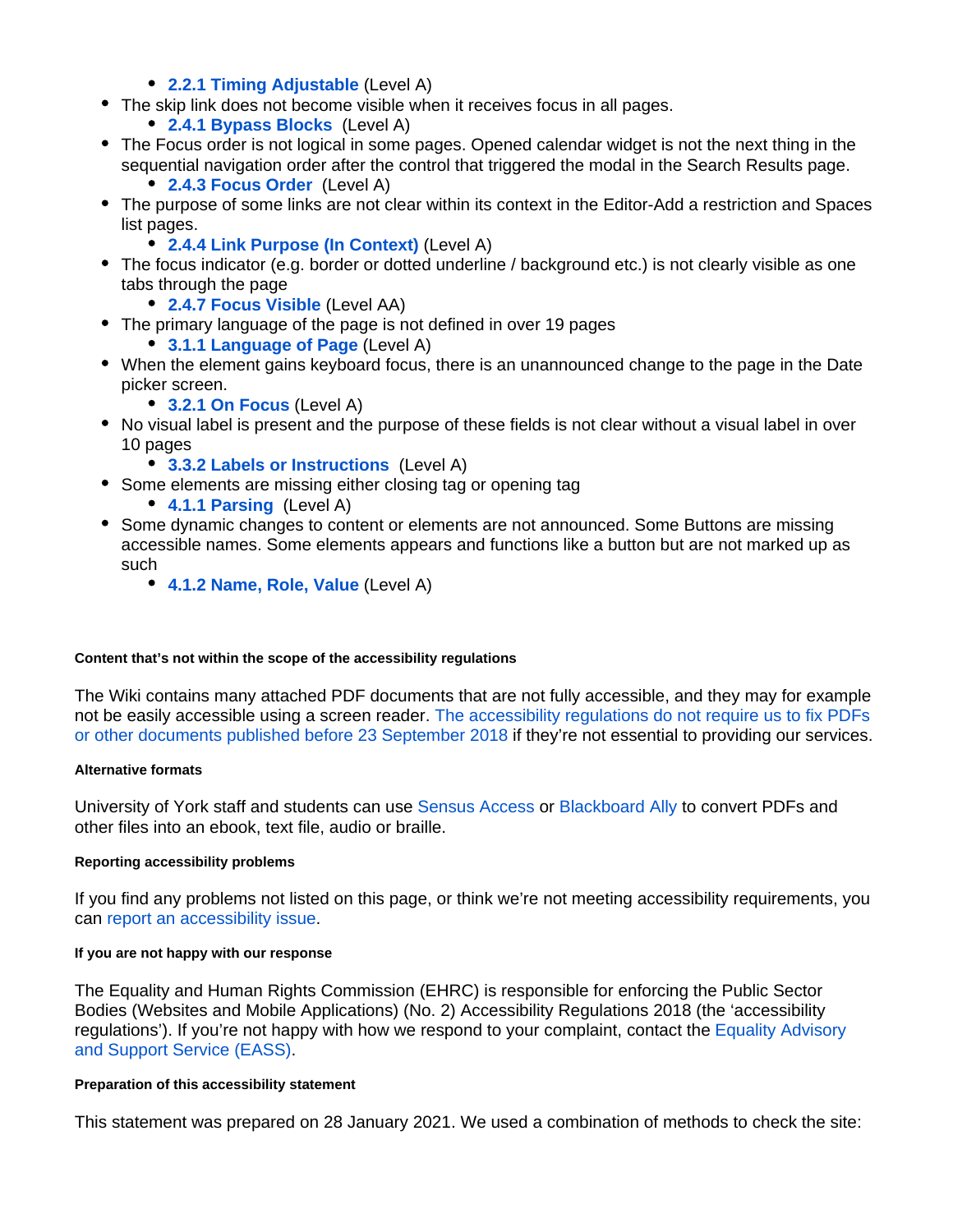- **2.2.1 Timing Adjustable** (Level A)
- The skip link does not become visible when it receives focus in all pages.
    - **2.4.1 Bypass Blocks** (Level A)
- The Focus order is not logical in some pages. Opened calendar widget is not the next thing in the sequential navigation order after the control that triggered the modal in the Search Results page.
    - **2.4.3 Focus Order** (Level A)
- The purpose of some links are not clear within its context in the Editor-Add a restriction and Spaces list pages.
    - **2.4.4 Link Purpose (In Context)** (Level A)
- The focus indicator (e.g. border or dotted underline / background etc.) is not clearly visible as one tabs through the page
    - **2.4.7 Focus Visible** (Level AA)
- The primary language of the page is not defined in over 19 pages
    - **3.1.1 Language of Page** (Level A)
- When the element gains keyboard focus, there is an unannounced change to the page in the Date picker screen.
    - **3.2.1 On Focus** (Level A)
- No visual label is present and the purpose of these fields is not clear without a visual label in over 10 pages
    - **3.3.2 Labels or Instructions** (Level A)
- Some elements are missing either closing tag or opening tag
    - **4.1.1 Parsing** (Level A)
- Some dynamic changes to content or elements are not announced. Some Buttons are missing accessible names. Some elements appears and functions like a button but are not marked up as such
    - **4.1.2 Name, Role, Value** (Level A)

#### Content that's not within the scope of the accessibility regulations

The Wiki contains many attached PDF documents that are not fully accessible, and they may for example not be easily accessible using a screen reader. The accessibility regulations do not require us to fix PDFs or other documents published before 23 September 2018 if they're not essential to providing our services.

#### Alternative formats

University of York staff and students can use Sensus Access or Blackboard Ally to convert PDFs and other files into an ebook, text file, audio or braille.

#### Reporting accessibility problems

If you find any problems not listed on this page, or think we're not meeting accessibility requirements, you can report an accessibility issue.

#### If you are not happy with our response

The Equality and Human Rights Commission (EHRC) is responsible for enforcing the Public Sector Bodies (Websites and Mobile Applications) (No. 2) Accessibility Regulations 2018 (the 'accessibility regulations'). If you're not happy with how we respond to your complaint, contact the Equality Advisory and Support Service (EASS).

#### Preparation of this accessibility statement

This statement was prepared on 28 January 2021. We used a combination of methods to check the site: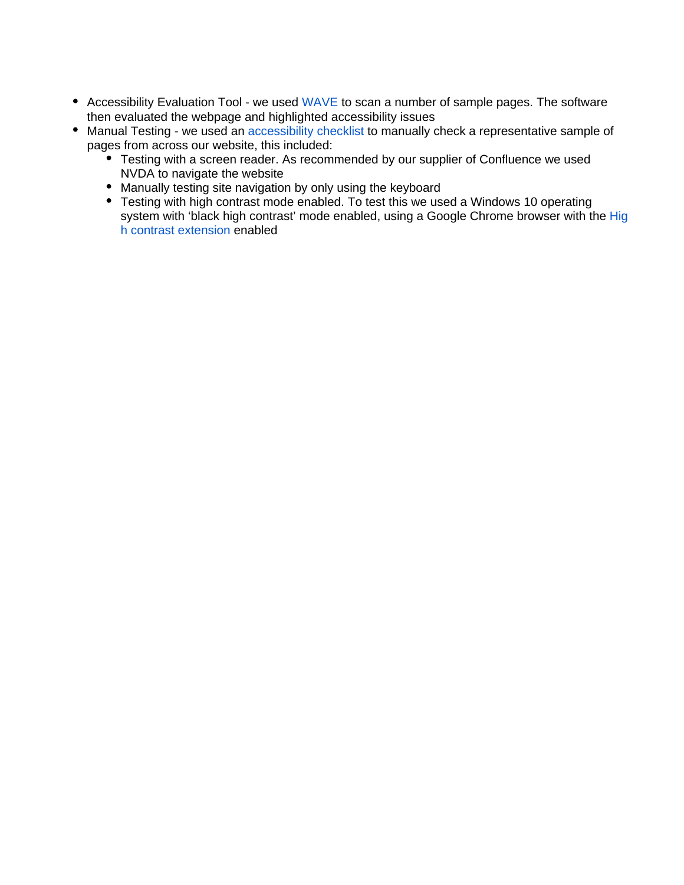- Accessibility Evaluation Tool - we used WAVE to scan a number of sample pages. The software then evaluated the webpage and highlighted accessibility issues
- Manual Testing - we used an accessibility checklist to manually check a representative sample of pages from across our website, this included:
  - Testing with a screen reader. As recommended by our supplier of Confluence we used NVDA to navigate the website
  - Manually testing site navigation by only using the keyboard
  - Testing with high contrast mode enabled. To test this we used a Windows 10 operating system with 'black high contrast' mode enabled, using a Google Chrome browser with the High contrast extension enabled